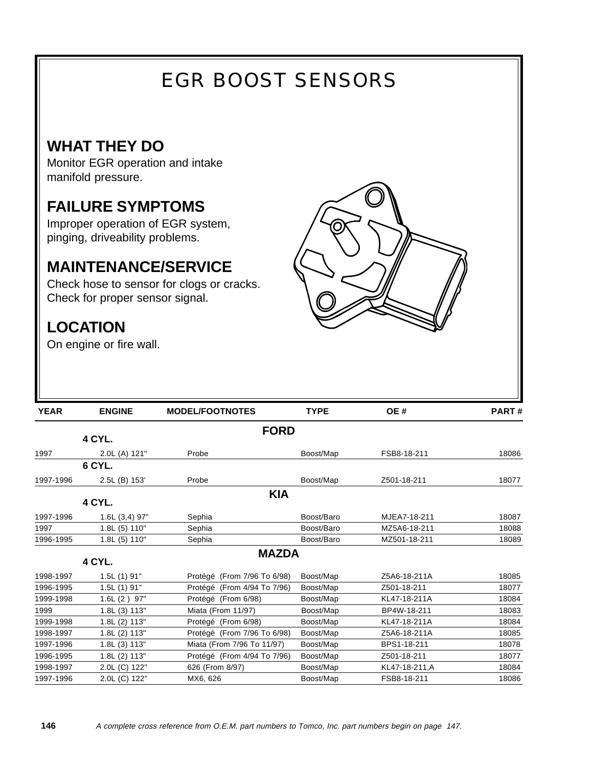# EGR BOOST SENSORS

## WHAT THEY DO

Monitor EGR operation and intake manifold pressure.

## FAILURE SYMPTOMS

Improper operation of EGR system, pinging, driveability problems.

## MAINTENANCE/SERVICE

Check hose to sensor for clogs or cracks.
Check for proper sensor signal.

## LOCATION

On engine or fire wall.

| YEAR | ENGINE | MODEL/FOOTNOTES | TYPE | OE # | PART # |
|---|---|---|---|---|---|
| | | **FORD** | | | |
| | **4 CYL.** | | | | |
| 1997 | 2.0L (A) 121" | Probe | Boost/Map | FSB8-18-211 | 18086 |
| | **6 CYL.** | | | | |
| 1997-1996 | 2.5L (B) 153' | Probe | Boost/Map | Z501-18-211 | 18077 |
| | | **KIA** | | | |
| | **4 CYL.** | | | | |
| 1997-1996 | 1.6L (3,4) 97" | Sephia | Boost/Baro | MJEA7-18-211 | 18087 |
| 1997 | 1.8L (5) 110" | Sephia | Boost/Baro | MZ5A6-18-211 | 18088 |
| 1996-1995 | 1.8L (5) 110" | Sephia | Boost/Baro | MZ501-18-211 | 18089 |
| | | **MAZDA** | | | |
| | **4 CYL.** | | | | |
| 1998-1997 | 1.5L (1) 91" | Protégé (From 7/96 To 6/98) | Boost/Map | Z5A6-18-211A | 18085 |
| 1996-1995 | 1.5L (1) 91" | Protégé (From 4/94 To 7/96) | Boost/Map | Z501-18-211 | 18077 |
| 1999-1998 | 1.6L (2 ) 97" | Protégé (From 6/98) | Boost/Map | KL47-18-211A | 18084 |
| 1999 | 1.8L (3) 113" | Miata (From 11/97) | Boost/Map | BP4W-18-211 | 18083 |
| 1999-1998 | 1.8L (2) 113" | Protégé (From 6/98) | Boost/Map | KL47-18-211A | 18084 |
| 1998-1997 | 1.8L (2) 113" | Protégé (From 7/96 To 6/98) | Boost/Map | Z5A6-18-211A | 18085 |
| 1997-1996 | 1.8L (3) 113" | Miata (From 7/96 To 11/97) | Boost/Map | BPS1-18-211 | 18078 |
| 1996-1995 | 1.8L (2) 113" | Protégé (From 4/94 To 7/96) | Boost/Map | Z501-18-211 | 18077 |
| 1998-1997 | 2.0L (C) 122" | 626 (From 8/97) | Boost/Map | KL47-18-211,A | 18084 |
| 1997-1996 | 2.0L (C) 122" | MX6, 626 | Boost/Map | FSB8-18-211 | 18086 |

*A complete cross reference from O.E.M. part numbers to Tomco, Inc. part numbers begin on page 147.*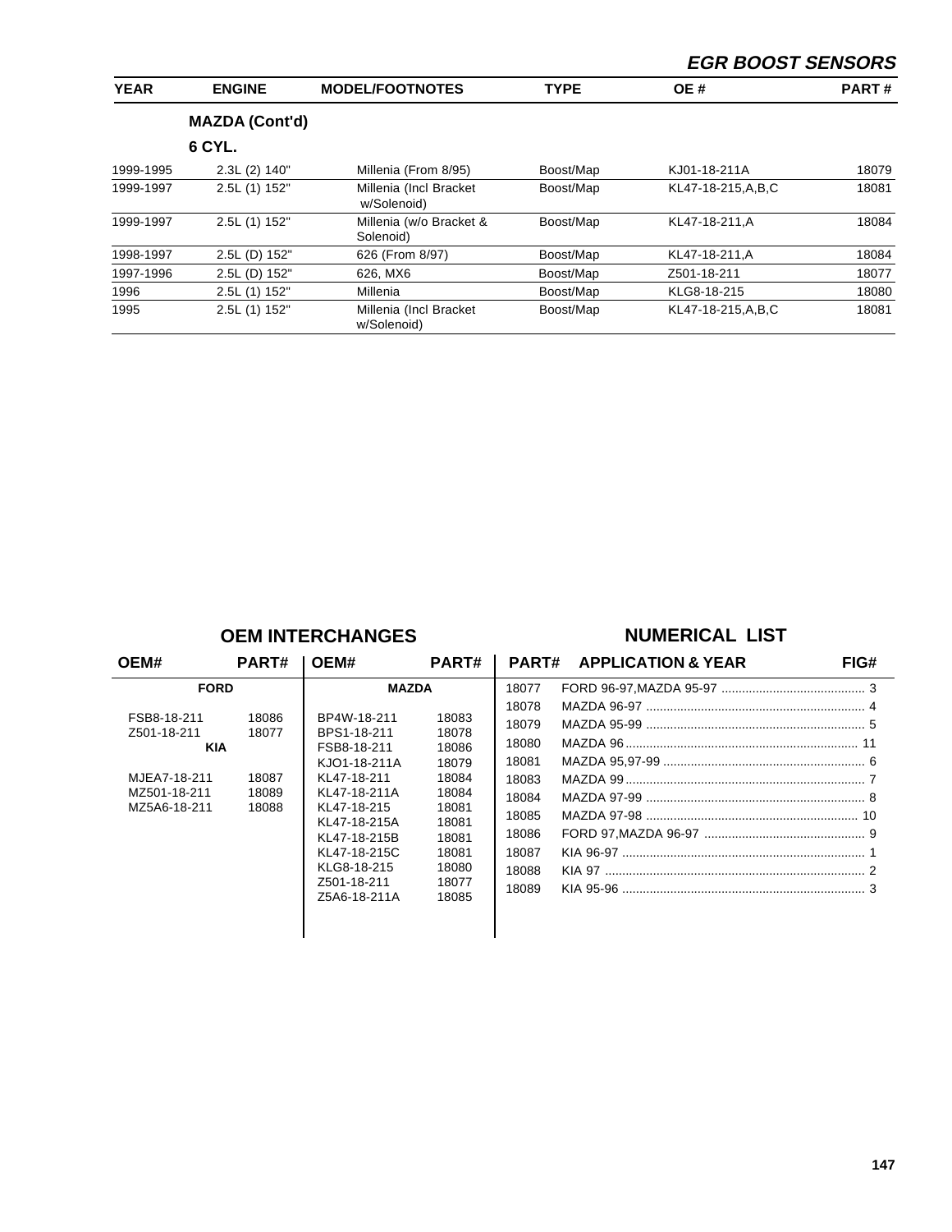## EGR BOOST SENSORS

| YEAR | ENGINE | MODEL/FOOTNOTES | TYPE | OE # | PART # |
|---|---|---|---|---|---|
| | **MAZDA (Cont'd)** | | | | |
| | **6 CYL.** | | | | |
| 1999-1995 | 2.3L (2) 140" | Millenia (From 8/95) | Boost/Map | KJ01-18-211A | 18079 |
| 1999-1997 | 2.5L (1) 152" | Millenia (Incl Bracket w/Solenoid) | Boost/Map | KL47-18-215,A,B,C | 18081 |
| 1999-1997 | 2.5L (1) 152" | Millenia (w/o Bracket & Solenoid) | Boost/Map | KL47-18-211,A | 18084 |
| 1998-1997 | 2.5L (D) 152" | 626 (From 8/97) | Boost/Map | KL47-18-211,A | 18084 |
| 1997-1996 | 2.5L (D) 152" | 626, MX6 | Boost/Map | Z501-18-211 | 18077 |
| 1996 | 2.5L (1) 152" | Millenia | Boost/Map | KLG8-18-215 | 18080 |
| 1995 | 2.5L (1) 152" | Millenia (Incl Bracket w/Solenoid) | Boost/Map | KL47-18-215,A,B,C | 18081 |

## OEM INTERCHANGES

| OEM# | PART# | OEM# | PART# |
|---|---|---|---|
| **FORD** | | **MAZDA** | |
| FSB8-18-211 | 18086 | BP4W-18-211 | 18083 |
| Z501-18-211 | 18077 | BPS1-18-211 | 18078 |
| **KIA** | | FSB8-18-211 | 18086 |
| MJEA7-18-211 | 18087 | KJO1-18-211A | 18079 |
| MZ501-18-211 | 18089 | KL47-18-211 | 18084 |
| MZ5A6-18-211 | 18088 | KL47-18-211A | 18084 |
| | | KL47-18-215 | 18081 |
| | | KL47-18-215A | 18081 |
| | | KL47-18-215B | 18081 |
| | | KL47-18-215C | 18081 |
| | | KLG8-18-215 | 18080 |
| | | Z501-18-211 | 18077 |
| | | Z5A6-18-211A | 18085 |

## NUMERICAL LIST

| PART# | APPLICATION & YEAR | FIG# |
|---|---|---|
| 18077 | FORD 96-97,MAZDA 95-97 | 3 |
| 18078 | MAZDA 96-97 | 4 |
| 18079 | MAZDA 95-99 | 5 |
| 18080 | MAZDA 96 | 11 |
| 18081 | MAZDA 95,97-99 | 6 |
| 18083 | MAZDA 99 | 7 |
| 18084 | MAZDA 97-99 | 8 |
| 18085 | MAZDA 97-98 | 10 |
| 18086 | FORD 97,MAZDA 96-97 | 9 |
| 18087 | KIA 96-97 | 1 |
| 18088 | KIA 97 | 2 |
| 18089 | KIA 95-96 | 3 |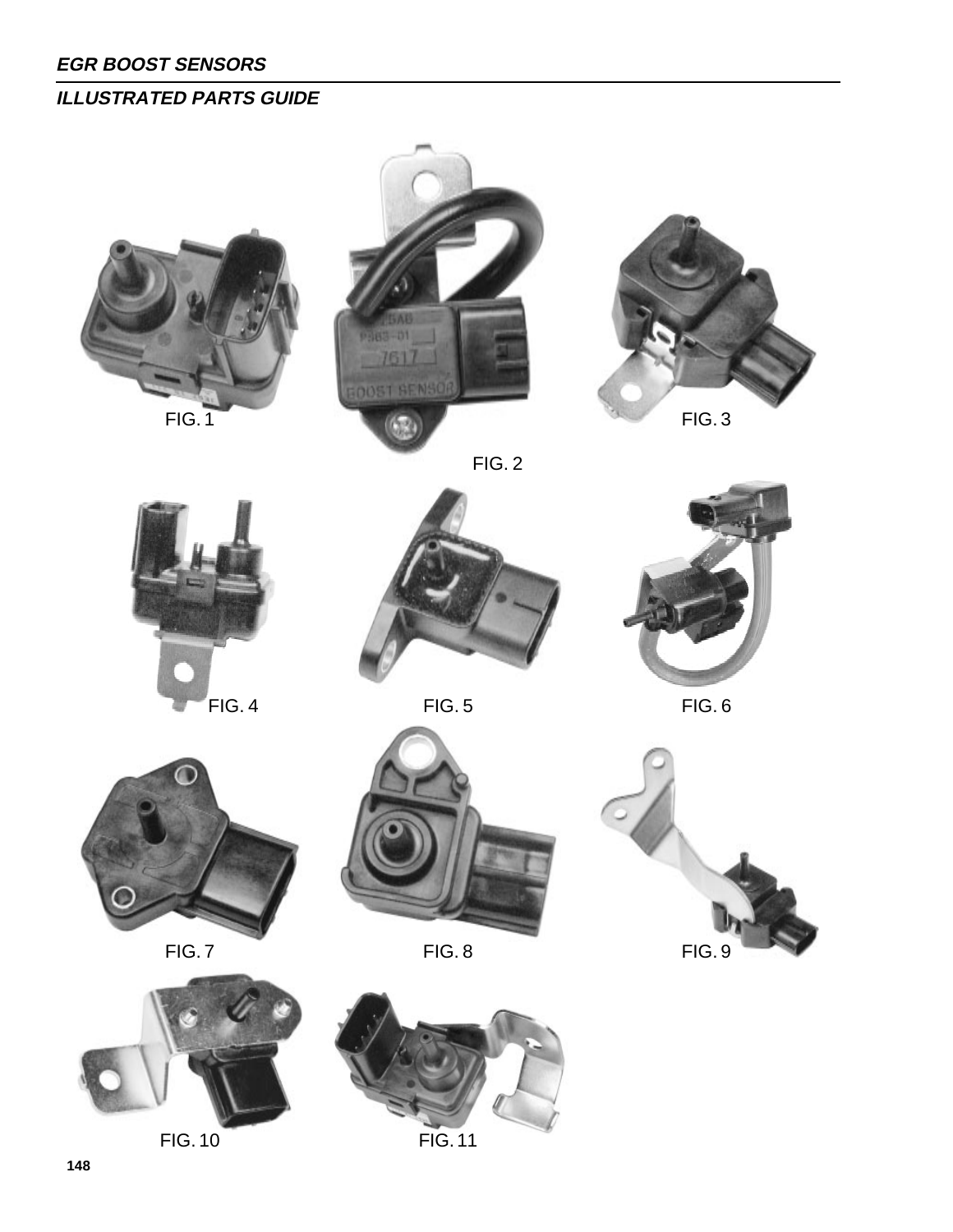***EGR BOOST SENSORS***

***ILLUSTRATED PARTS GUIDE***

FIG. 1

FIG. 2

FIG. 3

FIG. 4

FIG. 5

FIG. 6

FIG. 7

FIG. 8

FIG. 9

FIG. 10

FIG. 11